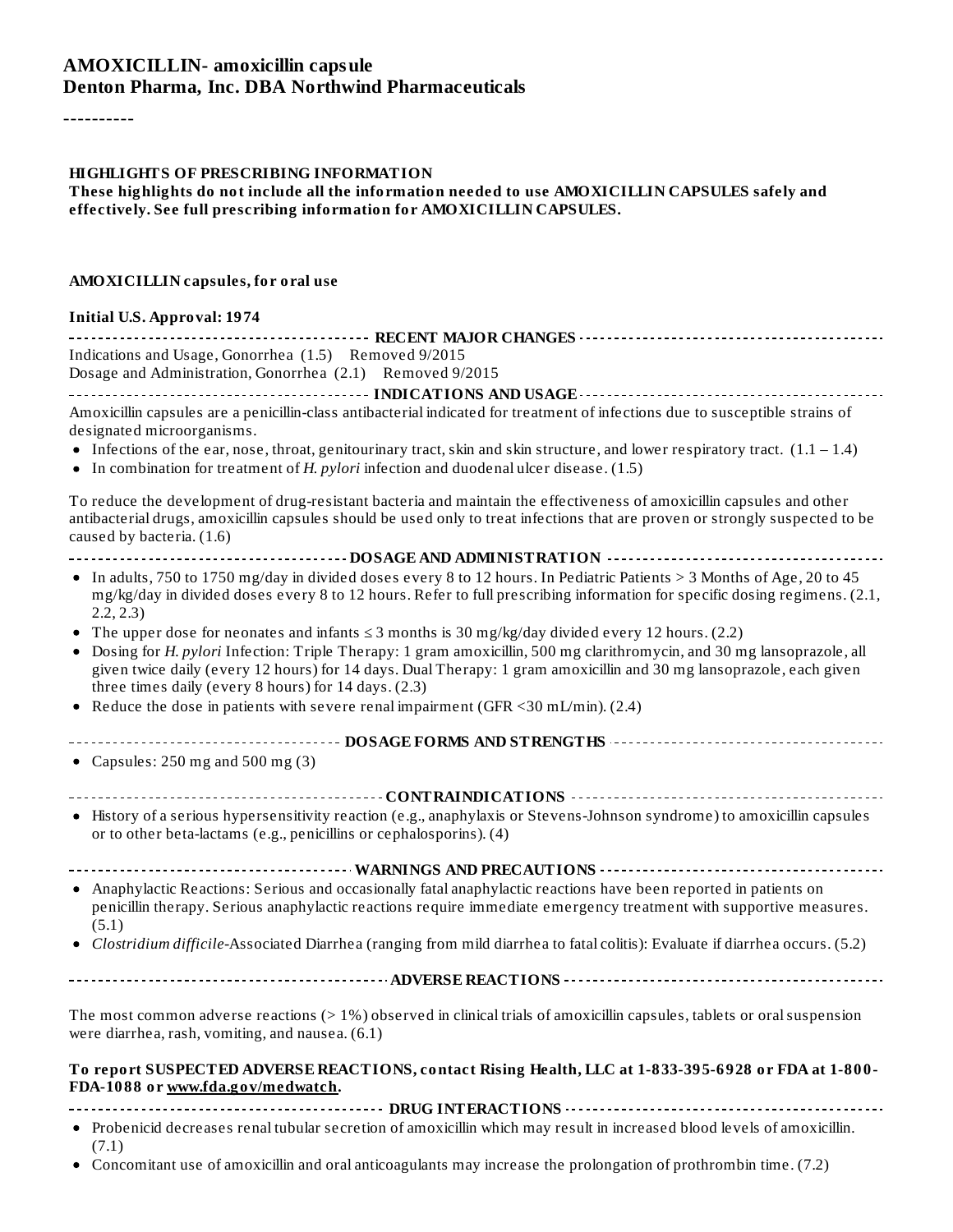# AMOXICILLIN- amoxicillin capsule
# Denton Pharma, Inc. DBA Northwind Pharmaceuticals

----------

**HIGHLIGHTS OF PRESCRIBING INFORMATION**
**These highlights do not include all the information needed to use AMOXICILLIN CAPSULES safely and effectively. See full prescribing information for AMOXICILLIN CAPSULES.**

**AMOXICILLIN capsules, for oral use**

**Initial U.S. Approval: 1974**

## RECENT MAJOR CHANGES

Indications and Usage, Gonorrhea (1.5) Removed 9/2015
Dosage and Administration, Gonorrhea (2.1) Removed 9/2015

## INDICATIONS AND USAGE

Amoxicillin capsules are a penicillin-class antibacterial indicated for treatment of infections due to susceptible strains of designated microorganisms.

- Infections of the ear, nose, throat, genitourinary tract, skin and skin structure, and lower respiratory tract. (1.1 – 1.4)
- In combination for treatment of *H. pylori* infection and duodenal ulcer disease. (1.5)

To reduce the development of drug-resistant bacteria and maintain the effectiveness of amoxicillin capsules and other antibacterial drugs, amoxicillin capsules should be used only to treat infections that are proven or strongly suspected to be caused by bacteria. (1.6)

## DOSAGE AND ADMINISTRATION

- In adults, 750 to 1750 mg/day in divided doses every 8 to 12 hours. In Pediatric Patients > 3 Months of Age, 20 to 45 mg/kg/day in divided doses every 8 to 12 hours. Refer to full prescribing information for specific dosing regimens. (2.1, 2.2, 2.3)
- The upper dose for neonates and infants ≤ 3 months is 30 mg/kg/day divided every 12 hours. (2.2)
- Dosing for *H. pylori* Infection: Triple Therapy: 1 gram amoxicillin, 500 mg clarithromycin, and 30 mg lansoprazole, all given twice daily (every 12 hours) for 14 days. Dual Therapy: 1 gram amoxicillin and 30 mg lansoprazole, each given three times daily (every 8 hours) for 14 days. (2.3)
- Reduce the dose in patients with severe renal impairment (GFR <30 mL/min). (2.4)

## DOSAGE FORMS AND STRENGTHS

- Capsules: 250 mg and 500 mg (3)

## CONTRAINDICATIONS

- History of a serious hypersensitivity reaction (e.g., anaphylaxis or Stevens-Johnson syndrome) to amoxicillin capsules or to other beta-lactams (e.g., penicillins or cephalosporins). (4)

## WARNINGS AND PRECAUTIONS

- Anaphylactic Reactions: Serious and occasionally fatal anaphylactic reactions have been reported in patients on penicillin therapy. Serious anaphylactic reactions require immediate emergency treatment with supportive measures. (5.1)
- *Clostridium difficile*-Associated Diarrhea (ranging from mild diarrhea to fatal colitis): Evaluate if diarrhea occurs. (5.2)

## ADVERSE REACTIONS

The most common adverse reactions (> 1%) observed in clinical trials of amoxicillin capsules, tablets or oral suspension were diarrhea, rash, vomiting, and nausea. (6.1)

**To report SUSPECTED ADVERSE REACTIONS, contact Rising Health, LLC at 1-833-395-6928 or FDA at 1-800-FDA-1088 or www.fda.gov/medwatch.**

## DRUG INTERACTIONS

- Probenicid decreases renal tubular secretion of amoxicillin which may result in increased blood levels of amoxicillin. (7.1)
- Concomitant use of amoxicillin and oral anticoagulants may increase the prolongation of prothrombin time. (7.2)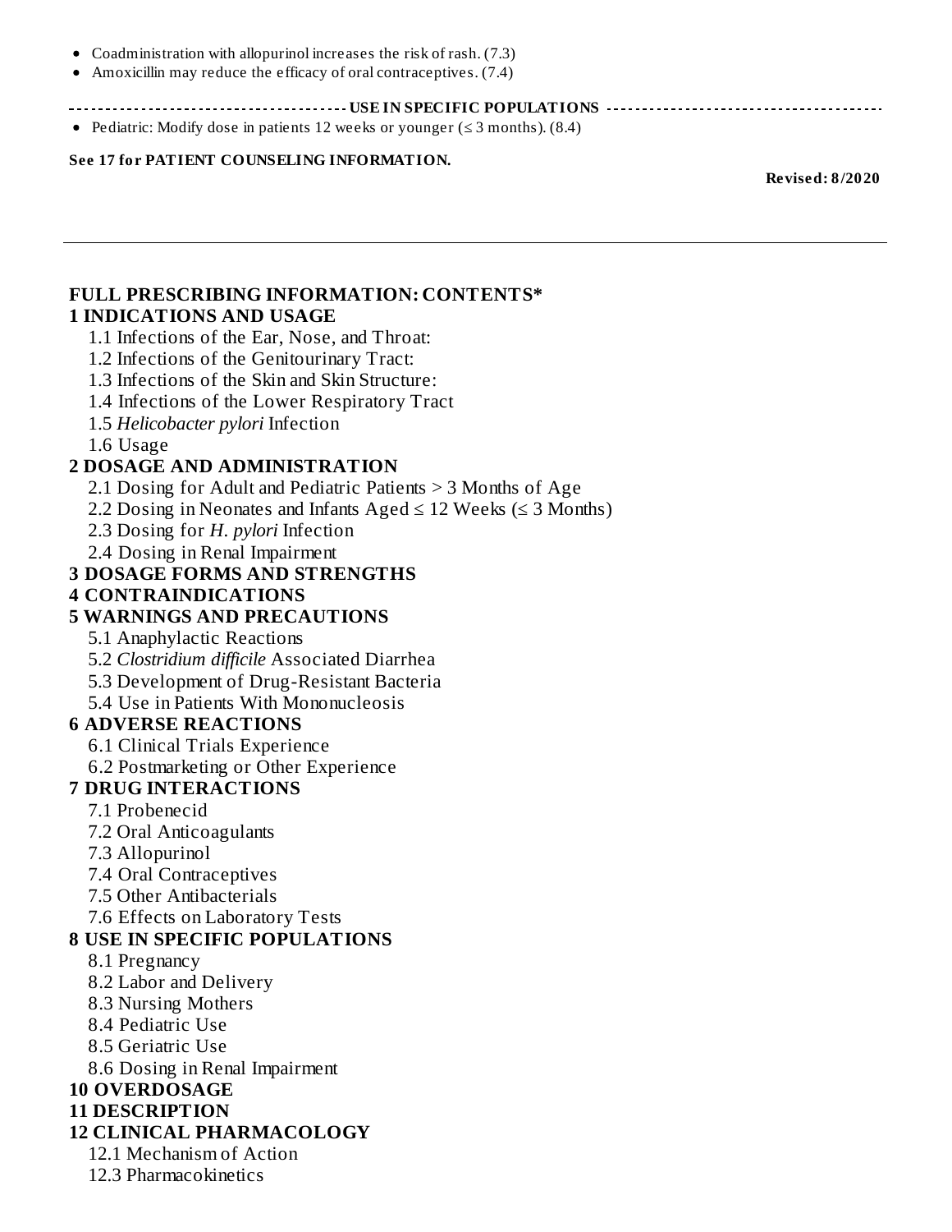- Coadministration with allopurinol increases the risk of rash. (7.3)
- Amoxicillin may reduce the efficacy of oral contraceptives. (7.4)

**USE IN SPECIFIC POPULATIONS**

- Pediatric: Modify dose in patients 12 weeks or younger (≤ 3 months). (8.4)

**See 17 for PATIENT COUNSELING INFORMATION.**

**Revised: 8/2020**

---

## FULL PRESCRIBING INFORMATION: CONTENTS*

**1 INDICATIONS AND USAGE**

- 1.1 Infections of the Ear, Nose, and Throat:
- 1.2 Infections of the Genitourinary Tract:
- 1.3 Infections of the Skin and Skin Structure:
- 1.4 Infections of the Lower Respiratory Tract
- 1.5 *Helicobacter pylori* Infection
- 1.6 Usage

**2 DOSAGE AND ADMINISTRATION**

- 2.1 Dosing for Adult and Pediatric Patients > 3 Months of Age
- 2.2 Dosing in Neonates and Infants Aged ≤ 12 Weeks (≤ 3 Months)
- 2.3 Dosing for *H. pylori* Infection
- 2.4 Dosing in Renal Impairment

**3 DOSAGE FORMS AND STRENGTHS**

**4 CONTRAINDICATIONS**

**5 WARNINGS AND PRECAUTIONS**

- 5.1 Anaphylactic Reactions
- 5.2 *Clostridium difficile* Associated Diarrhea
- 5.3 Development of Drug-Resistant Bacteria
- 5.4 Use in Patients With Mononucleosis

**6 ADVERSE REACTIONS**

- 6.1 Clinical Trials Experience
- 6.2 Postmarketing or Other Experience

**7 DRUG INTERACTIONS**

- 7.1 Probenecid
- 7.2 Oral Anticoagulants
- 7.3 Allopurinol
- 7.4 Oral Contraceptives
- 7.5 Other Antibacterials
- 7.6 Effects on Laboratory Tests

**8 USE IN SPECIFIC POPULATIONS**

- 8.1 Pregnancy
- 8.2 Labor and Delivery
- 8.3 Nursing Mothers
- 8.4 Pediatric Use
- 8.5 Geriatric Use
- 8.6 Dosing in Renal Impairment

**10 OVERDOSAGE**

**11 DESCRIPTION**

**12 CLINICAL PHARMACOLOGY**

- 12.1 Mechanism of Action
- 12.3 Pharmacokinetics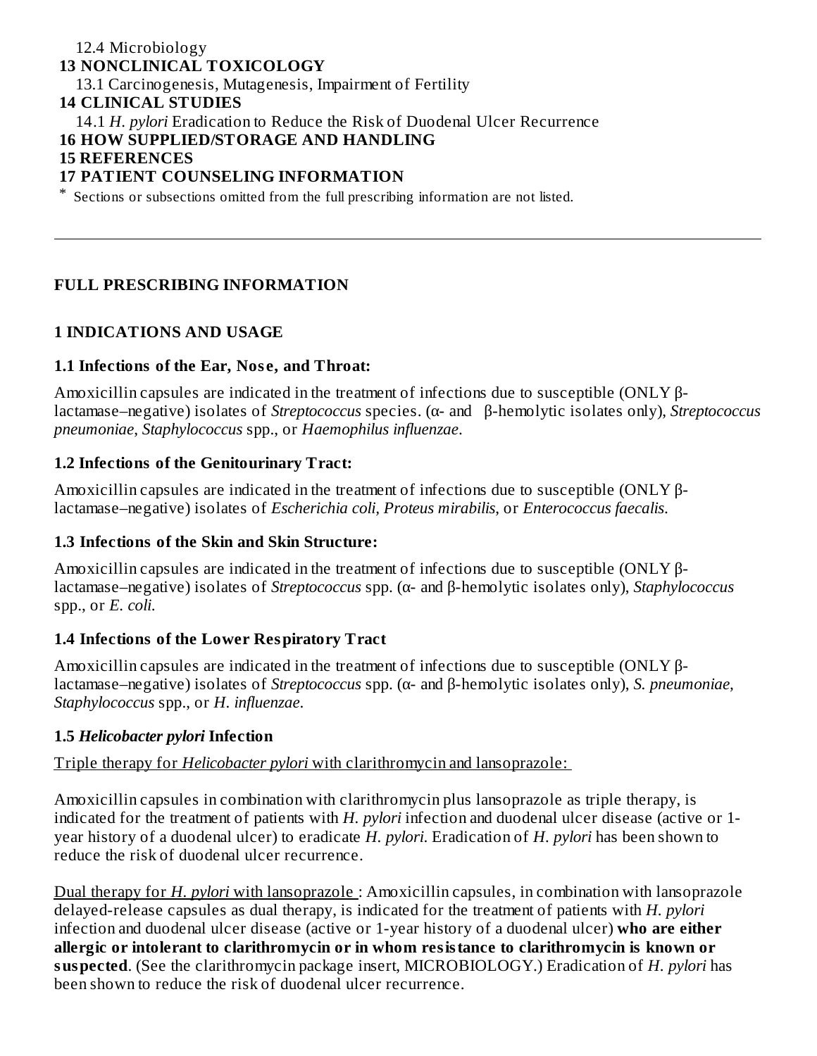12.4 Microbiology

**13 NONCLINICAL TOXICOLOGY**

13.1 Carcinogenesis, Mutagenesis, Impairment of Fertility

**14 CLINICAL STUDIES**

14.1 *H. pylori* Eradication to Reduce the Risk of Duodenal Ulcer Recurrence

**16 HOW SUPPLIED/STORAGE AND HANDLING**

**15 REFERENCES**

**17 PATIENT COUNSELING INFORMATION**

* Sections or subsections omitted from the full prescribing information are not listed.

---

# FULL PRESCRIBING INFORMATION

## 1 INDICATIONS AND USAGE

### 1.1 Infections of the Ear, Nose, and Throat:

Amoxicillin capsules are indicated in the treatment of infections due to susceptible (ONLY β-lactamase–negative) isolates of *Streptococcus* species. (α- and β-hemolytic isolates only), *Streptococcus pneumoniae*, *Staphylococcus* spp., or *Haemophilus influenzae*.

### 1.2 Infections of the Genitourinary Tract:

Amoxicillin capsules are indicated in the treatment of infections due to susceptible (ONLY β-lactamase–negative) isolates of *Escherichia coli, Proteus mirabilis*, or *Enterococcus faecalis.*

### 1.3 Infections of the Skin and Skin Structure:

Amoxicillin capsules are indicated in the treatment of infections due to susceptible (ONLY β-lactamase–negative) isolates of *Streptococcus* spp. (α- and β-hemolytic isolates only), *Staphylococcus* spp., or *E. coli.*

### 1.4 Infections of the Lower Respiratory Tract

Amoxicillin capsules are indicated in the treatment of infections due to susceptible (ONLY β-lactamase–negative) isolates of *Streptococcus* spp. (α- and β-hemolytic isolates only), *S. pneumoniae, Staphylococcus* spp., or *H. influenzae*.

### 1.5 *Helicobacter pylori* Infection

Triple therapy for *Helicobacter pylori* with clarithromycin and lansoprazole:

Amoxicillin capsules in combination with clarithromycin plus lansoprazole as triple therapy, is indicated for the treatment of patients with *H. pylori* infection and duodenal ulcer disease (active or 1-year history of a duodenal ulcer) to eradicate *H. pylori*. Eradication of *H. pylori* has been shown to reduce the risk of duodenal ulcer recurrence.

Dual therapy for *H. pylori* with lansoprazole : Amoxicillin capsules, in combination with lansoprazole delayed-release capsules as dual therapy, is indicated for the treatment of patients with *H. pylori* infection and duodenal ulcer disease (active or 1-year history of a duodenal ulcer) **who are either allergic or intolerant to clarithromycin or in whom resistance to clarithromycin is known or suspected**. (See the clarithromycin package insert, MICROBIOLOGY.) Eradication of *H. pylori* has been shown to reduce the risk of duodenal ulcer recurrence.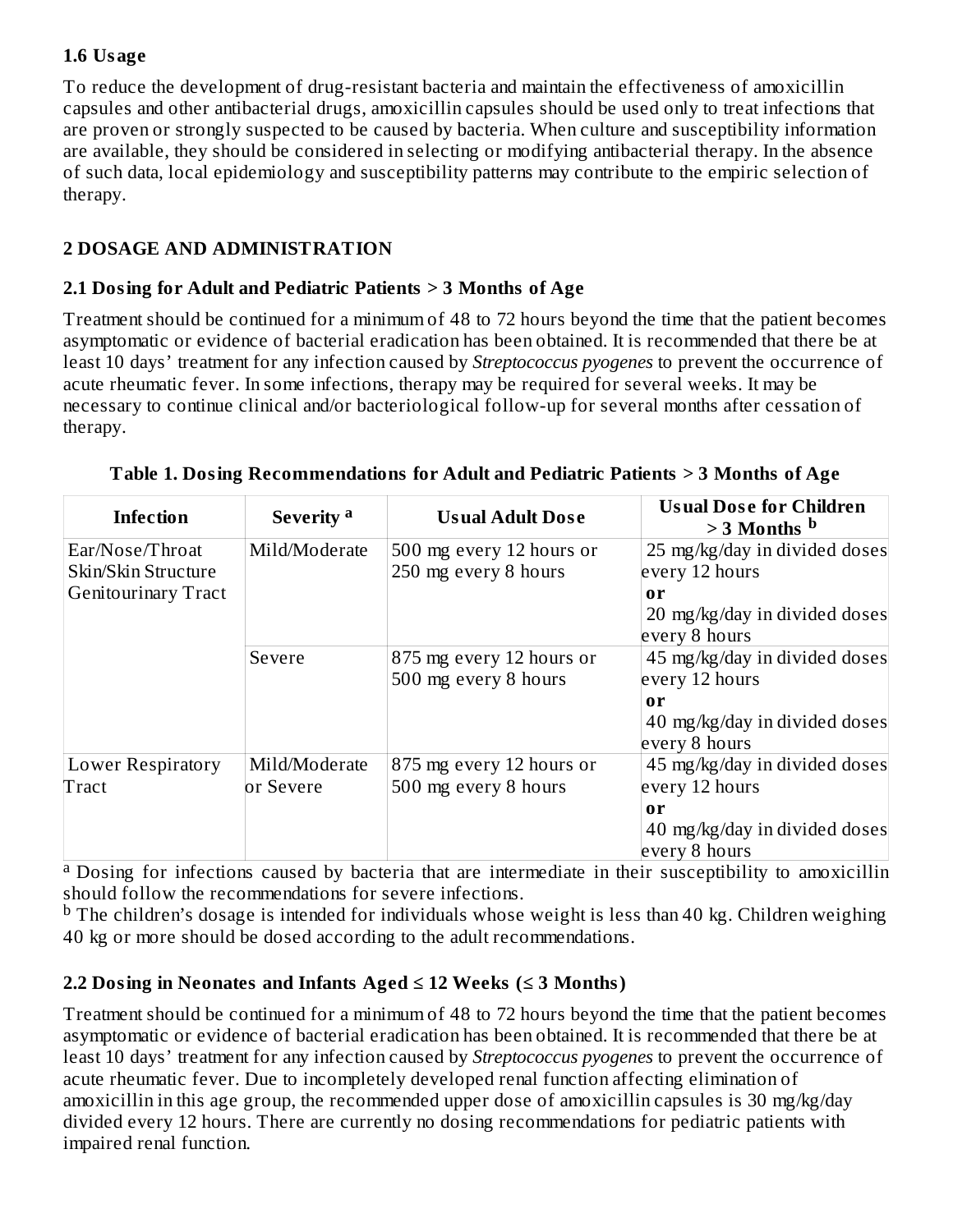### 1.6 Usage

To reduce the development of drug-resistant bacteria and maintain the effectiveness of amoxicillin capsules and other antibacterial drugs, amoxicillin capsules should be used only to treat infections that are proven or strongly suspected to be caused by bacteria. When culture and susceptibility information are available, they should be considered in selecting or modifying antibacterial therapy. In the absence of such data, local epidemiology and susceptibility patterns may contribute to the empiric selection of therapy.

## 2 DOSAGE AND ADMINISTRATION

### 2.1 Dosing for Adult and Pediatric Patients > 3 Months of Age

Treatment should be continued for a minimum of 48 to 72 hours beyond the time that the patient becomes asymptomatic or evidence of bacterial eradication has been obtained. It is recommended that there be at least 10 days' treatment for any infection caused by *Streptococcus pyogenes* to prevent the occurrence of acute rheumatic fever. In some infections, therapy may be required for several weeks. It may be necessary to continue clinical and/or bacteriological follow-up for several months after cessation of therapy.

**Table 1. Dosing Recommendations for Adult and Pediatric Patients > 3 Months of Age**

| Infection | Severity [a] | Usual Adult Dose | Usual Dose for Children > 3 Months [b] |
|---|---|---|---|
| Ear/Nose/Throat<br>Skin/Skin Structure<br>Genitourinary Tract | Mild/Moderate | 500 mg every 12 hours or<br>250 mg every 8 hours | 25 mg/kg/day in divided doses every 12 hours<br>**or**<br>20 mg/kg/day in divided doses every 8 hours |
| | Severe | 875 mg every 12 hours or<br>500 mg every 8 hours | 45 mg/kg/day in divided doses every 12 hours<br>**or**<br>40 mg/kg/day in divided doses every 8 hours |
| Lower Respiratory Tract | Mild/Moderate or Severe | 875 mg every 12 hours or<br>500 mg every 8 hours | 45 mg/kg/day in divided doses every 12 hours<br>**or**<br>40 mg/kg/day in divided doses every 8 hours |

[a] Dosing for infections caused by bacteria that are intermediate in their susceptibility to amoxicillin should follow the recommendations for severe infections.

[b] The children's dosage is intended for individuals whose weight is less than 40 kg. Children weighing 40 kg or more should be dosed according to the adult recommendations.

### 2.2 Dosing in Neonates and Infants Aged ≤ 12 Weeks (≤ 3 Months)

Treatment should be continued for a minimum of 48 to 72 hours beyond the time that the patient becomes asymptomatic or evidence of bacterial eradication has been obtained. It is recommended that there be at least 10 days' treatment for any infection caused by *Streptococcus pyogenes* to prevent the occurrence of acute rheumatic fever. Due to incompletely developed renal function affecting elimination of amoxicillin in this age group, the recommended upper dose of amoxicillin capsules is 30 mg/kg/day divided every 12 hours. There are currently no dosing recommendations for pediatric patients with impaired renal function.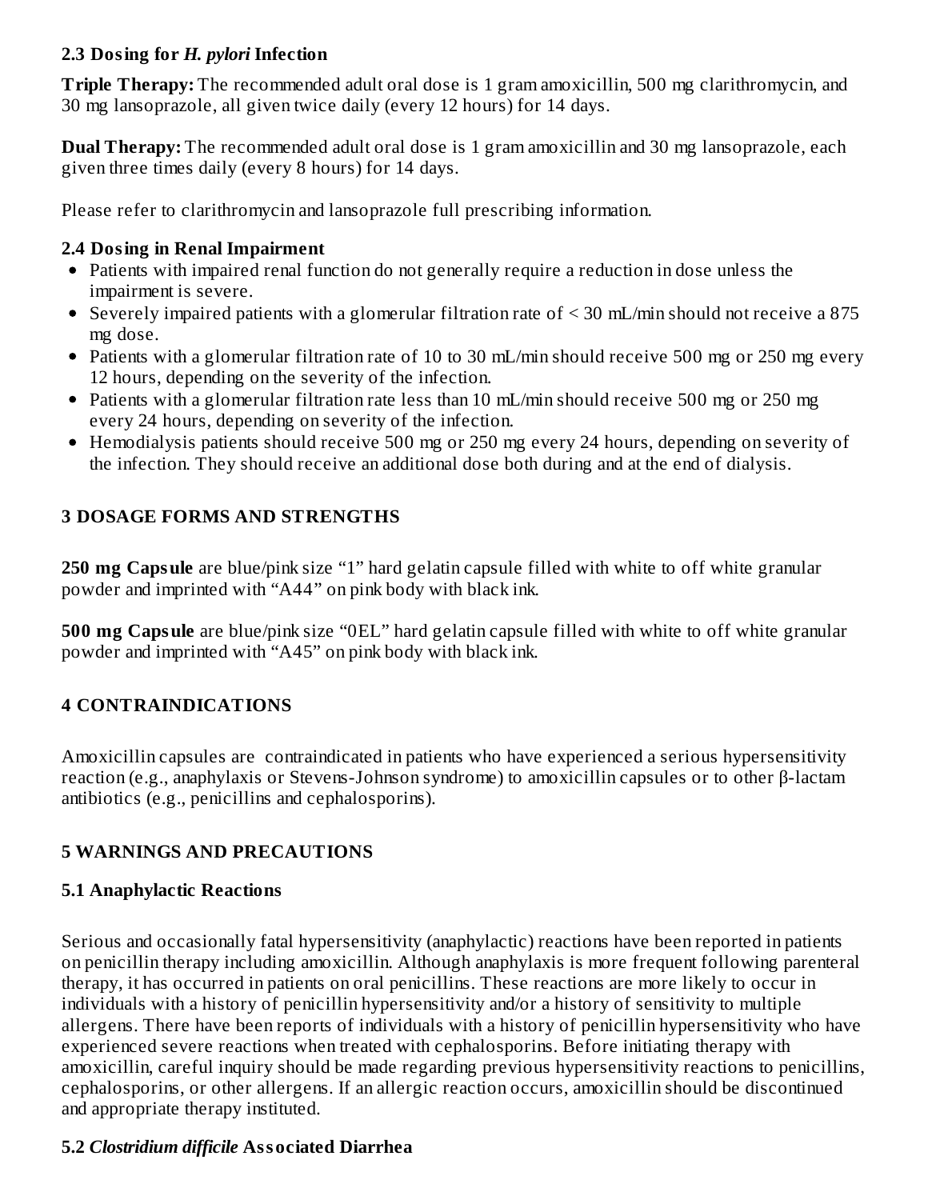### 2.3 Dosing for *H. pylori* Infection

**Triple Therapy:** The recommended adult oral dose is 1 gram amoxicillin, 500 mg clarithromycin, and 30 mg lansoprazole, all given twice daily (every 12 hours) for 14 days.

**Dual Therapy:** The recommended adult oral dose is 1 gram amoxicillin and 30 mg lansoprazole, each given three times daily (every 8 hours) for 14 days.

Please refer to clarithromycin and lansoprazole full prescribing information.

### 2.4 Dosing in Renal Impairment

- Patients with impaired renal function do not generally require a reduction in dose unless the impairment is severe.
- Severely impaired patients with a glomerular filtration rate of < 30 mL/min should not receive a 875 mg dose.
- Patients with a glomerular filtration rate of 10 to 30 mL/min should receive 500 mg or 250 mg every 12 hours, depending on the severity of the infection.
- Patients with a glomerular filtration rate less than 10 mL/min should receive 500 mg or 250 mg every 24 hours, depending on severity of the infection.
- Hemodialysis patients should receive 500 mg or 250 mg every 24 hours, depending on severity of the infection. They should receive an additional dose both during and at the end of dialysis.

## 3 DOSAGE FORMS AND STRENGTHS

**250 mg Capsule** are blue/pink size "1" hard gelatin capsule filled with white to off white granular powder and imprinted with "A44" on pink body with black ink.

**500 mg Capsule** are blue/pink size "0EL" hard gelatin capsule filled with white to off white granular powder and imprinted with "A45" on pink body with black ink.

## 4 CONTRAINDICATIONS

Amoxicillin capsules are contraindicated in patients who have experienced a serious hypersensitivity reaction (e.g., anaphylaxis or Stevens-Johnson syndrome) to amoxicillin capsules or to other β-lactam antibiotics (e.g., penicillins and cephalosporins).

## 5 WARNINGS AND PRECAUTIONS

### 5.1 Anaphylactic Reactions

Serious and occasionally fatal hypersensitivity (anaphylactic) reactions have been reported in patients on penicillin therapy including amoxicillin. Although anaphylaxis is more frequent following parenteral therapy, it has occurred in patients on oral penicillins. These reactions are more likely to occur in individuals with a history of penicillin hypersensitivity and/or a history of sensitivity to multiple allergens. There have been reports of individuals with a history of penicillin hypersensitivity who have experienced severe reactions when treated with cephalosporins. Before initiating therapy with amoxicillin, careful inquiry should be made regarding previous hypersensitivity reactions to penicillins, cephalosporins, or other allergens. If an allergic reaction occurs, amoxicillin should be discontinued and appropriate therapy instituted.

### 5.2 *Clostridium difficile* Associated Diarrhea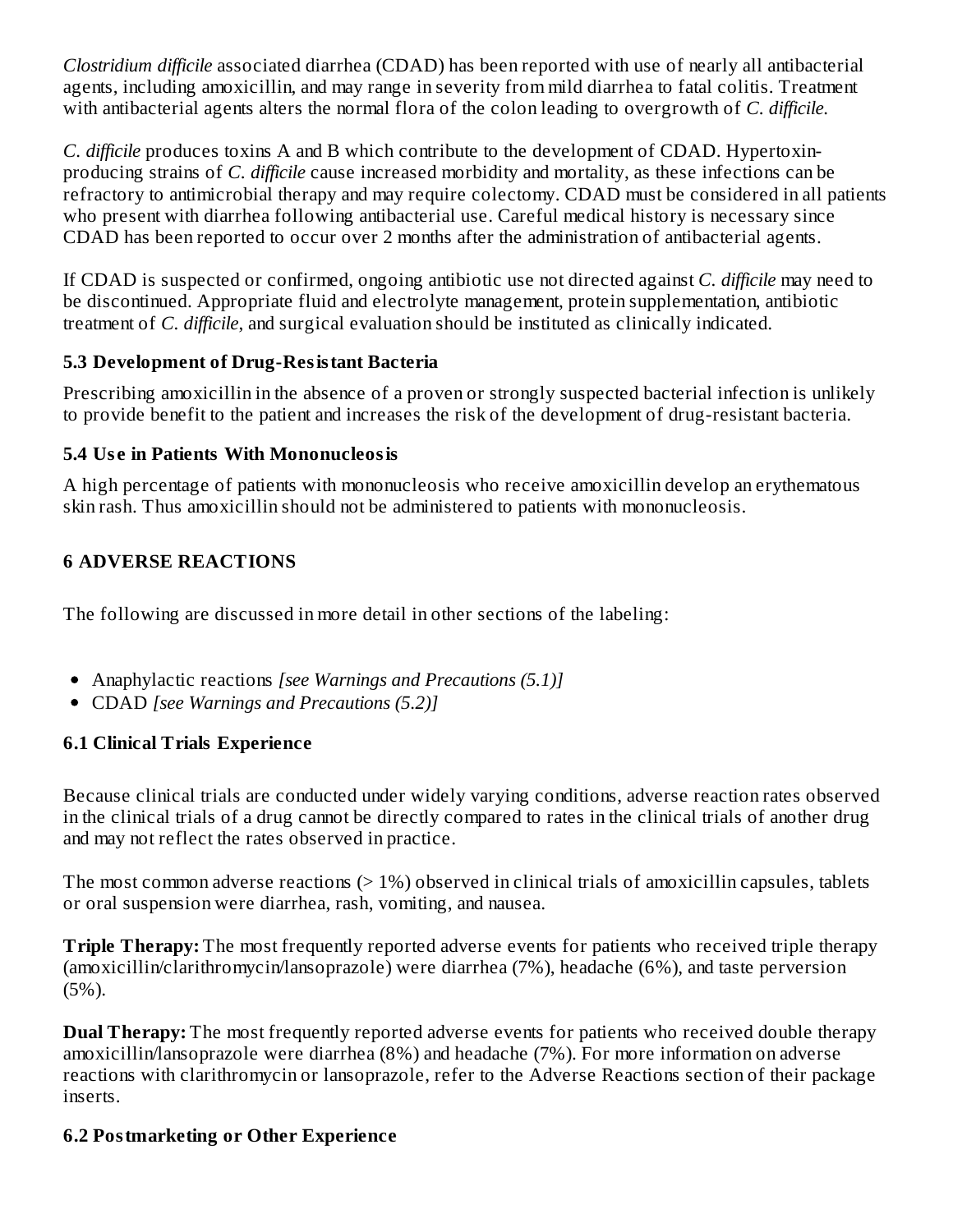*Clostridium difficile* associated diarrhea (CDAD) has been reported with use of nearly all antibacterial agents, including amoxicillin, and may range in severity from mild diarrhea to fatal colitis. Treatment with antibacterial agents alters the normal flora of the colon leading to overgrowth of *C. difficile.*

*C. difficile* produces toxins A and B which contribute to the development of CDAD. Hypertoxin-producing strains of *C. difficile* cause increased morbidity and mortality, as these infections can be refractory to antimicrobial therapy and may require colectomy. CDAD must be considered in all patients who present with diarrhea following antibacterial use. Careful medical history is necessary since CDAD has been reported to occur over 2 months after the administration of antibacterial agents.

If CDAD is suspected or confirmed, ongoing antibiotic use not directed against *C. difficile* may need to be discontinued. Appropriate fluid and electrolyte management, protein supplementation, antibiotic treatment of *C. difficile*, and surgical evaluation should be instituted as clinically indicated.

### 5.3 Development of Drug-Resistant Bacteria

Prescribing amoxicillin in the absence of a proven or strongly suspected bacterial infection is unlikely to provide benefit to the patient and increases the risk of the development of drug-resistant bacteria.

### 5.4 Use in Patients With Mononucleosis

A high percentage of patients with mononucleosis who receive amoxicillin develop an erythematous skin rash. Thus amoxicillin should not be administered to patients with mononucleosis.

## 6 ADVERSE REACTIONS

The following are discussed in more detail in other sections of the labeling:

- Anaphylactic reactions *[see Warnings and Precautions (5.1)]*
- CDAD *[see Warnings and Precautions (5.2)]*

### 6.1 Clinical Trials Experience

Because clinical trials are conducted under widely varying conditions, adverse reaction rates observed in the clinical trials of a drug cannot be directly compared to rates in the clinical trials of another drug and may not reflect the rates observed in practice.

The most common adverse reactions (> 1%) observed in clinical trials of amoxicillin capsules, tablets or oral suspension were diarrhea, rash, vomiting, and nausea.

**Triple Therapy:** The most frequently reported adverse events for patients who received triple therapy (amoxicillin/clarithromycin/lansoprazole) were diarrhea (7%), headache (6%), and taste perversion (5%).

**Dual Therapy:** The most frequently reported adverse events for patients who received double therapy amoxicillin/lansoprazole were diarrhea (8%) and headache (7%). For more information on adverse reactions with clarithromycin or lansoprazole, refer to the Adverse Reactions section of their package inserts.

### 6.2 Postmarketing or Other Experience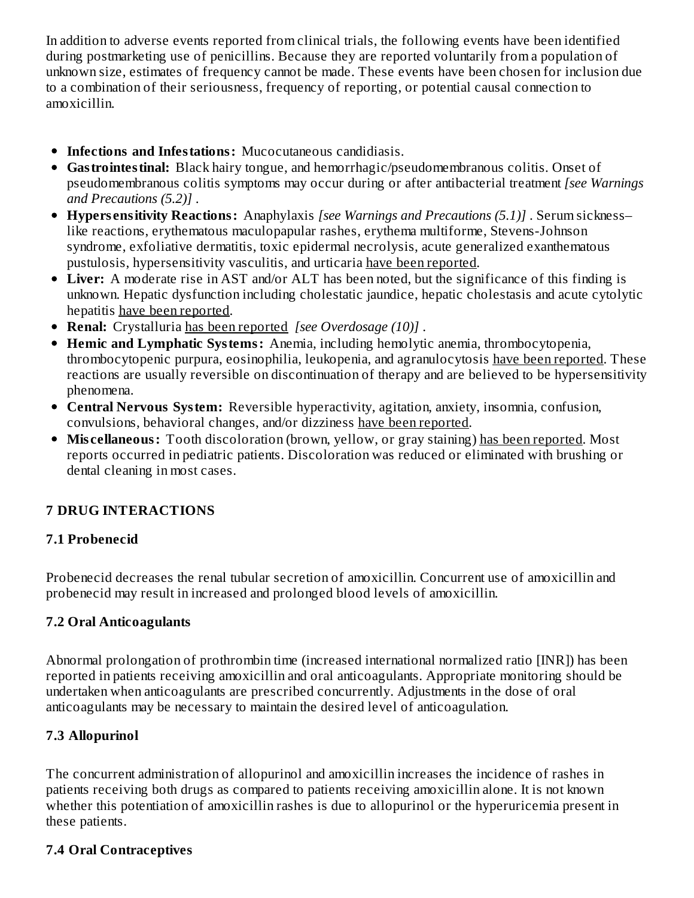In addition to adverse events reported from clinical trials, the following events have been identified during postmarketing use of penicillins. Because they are reported voluntarily from a population of unknown size, estimates of frequency cannot be made. These events have been chosen for inclusion due to a combination of their seriousness, frequency of reporting, or potential causal connection to amoxicillin.

- **Infections and Infestations:** Mucocutaneous candidiasis.
- **Gastrointestinal:** Black hairy tongue, and hemorrhagic/pseudomembranous colitis. Onset of pseudomembranous colitis symptoms may occur during or after antibacterial treatment *[see Warnings and Precautions (5.2)]* .
- **Hypersensitivity Reactions:** Anaphylaxis *[see Warnings and Precautions (5.1)]* . Serum sickness–like reactions, erythematous maculopapular rashes, erythema multiforme, Stevens-Johnson syndrome, exfoliative dermatitis, toxic epidermal necrolysis, acute generalized exanthematous pustulosis, hypersensitivity vasculitis, and urticaria have been reported.
- **Liver:** A moderate rise in AST and/or ALT has been noted, but the significance of this finding is unknown. Hepatic dysfunction including cholestatic jaundice, hepatic cholestasis and acute cytolytic hepatitis have been reported.
- **Renal:** Crystalluria has been reported *[see Overdosage (10)]* .
- **Hemic and Lymphatic Systems:** Anemia, including hemolytic anemia, thrombocytopenia, thrombocytopenic purpura, eosinophilia, leukopenia, and agranulocytosis have been reported. These reactions are usually reversible on discontinuation of therapy and are believed to be hypersensitivity phenomena.
- **Central Nervous System:** Reversible hyperactivity, agitation, anxiety, insomnia, confusion, convulsions, behavioral changes, and/or dizziness have been reported.
- **Miscellaneous:** Tooth discoloration (brown, yellow, or gray staining) has been reported. Most reports occurred in pediatric patients. Discoloration was reduced or eliminated with brushing or dental cleaning in most cases.

## 7 DRUG INTERACTIONS

### 7.1 Probenecid

Probenecid decreases the renal tubular secretion of amoxicillin. Concurrent use of amoxicillin and probenecid may result in increased and prolonged blood levels of amoxicillin.

### 7.2 Oral Anticoagulants

Abnormal prolongation of prothrombin time (increased international normalized ratio [INR]) has been reported in patients receiving amoxicillin and oral anticoagulants. Appropriate monitoring should be undertaken when anticoagulants are prescribed concurrently. Adjustments in the dose of oral anticoagulants may be necessary to maintain the desired level of anticoagulation.

### 7.3 Allopurinol

The concurrent administration of allopurinol and amoxicillin increases the incidence of rashes in patients receiving both drugs as compared to patients receiving amoxicillin alone. It is not known whether this potentiation of amoxicillin rashes is due to allopurinol or the hyperuricemia present in these patients.

### 7.4 Oral Contraceptives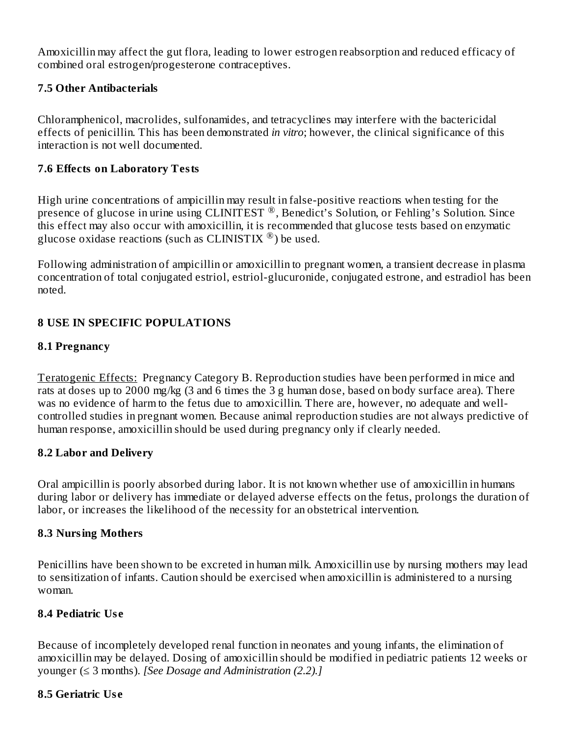Amoxicillin may affect the gut flora, leading to lower estrogen reabsorption and reduced efficacy of combined oral estrogen/progesterone contraceptives.

### 7.5 Other Antibacterials

Chloramphenicol, macrolides, sulfonamides, and tetracyclines may interfere with the bactericidal effects of penicillin. This has been demonstrated *in vitro*; however, the clinical significance of this interaction is not well documented.

### 7.6 Effects on Laboratory Tests

High urine concentrations of ampicillin may result in false-positive reactions when testing for the presence of glucose in urine using CLINITEST ®, Benedict's Solution, or Fehling's Solution. Since this effect may also occur with amoxicillin, it is recommended that glucose tests based on enzymatic glucose oxidase reactions (such as CLINISTIX ®) be used.

Following administration of ampicillin or amoxicillin to pregnant women, a transient decrease in plasma concentration of total conjugated estriol, estriol-glucuronide, conjugated estrone, and estradiol has been noted.

## 8 USE IN SPECIFIC POPULATIONS

### 8.1 Pregnancy

Teratogenic Effects: Pregnancy Category B. Reproduction studies have been performed in mice and rats at doses up to 2000 mg/kg (3 and 6 times the 3 g human dose, based on body surface area). There was no evidence of harm to the fetus due to amoxicillin. There are, however, no adequate and well-controlled studies in pregnant women. Because animal reproduction studies are not always predictive of human response, amoxicillin should be used during pregnancy only if clearly needed.

### 8.2 Labor and Delivery

Oral ampicillin is poorly absorbed during labor. It is not known whether use of amoxicillin in humans during labor or delivery has immediate or delayed adverse effects on the fetus, prolongs the duration of labor, or increases the likelihood of the necessity for an obstetrical intervention.

### 8.3 Nursing Mothers

Penicillins have been shown to be excreted in human milk. Amoxicillin use by nursing mothers may lead to sensitization of infants. Caution should be exercised when amoxicillin is administered to a nursing woman.

### 8.4 Pediatric Use

Because of incompletely developed renal function in neonates and young infants, the elimination of amoxicillin may be delayed. Dosing of amoxicillin should be modified in pediatric patients 12 weeks or younger (≤ 3 months). *[See Dosage and Administration (2.2).]*

### 8.5 Geriatric Use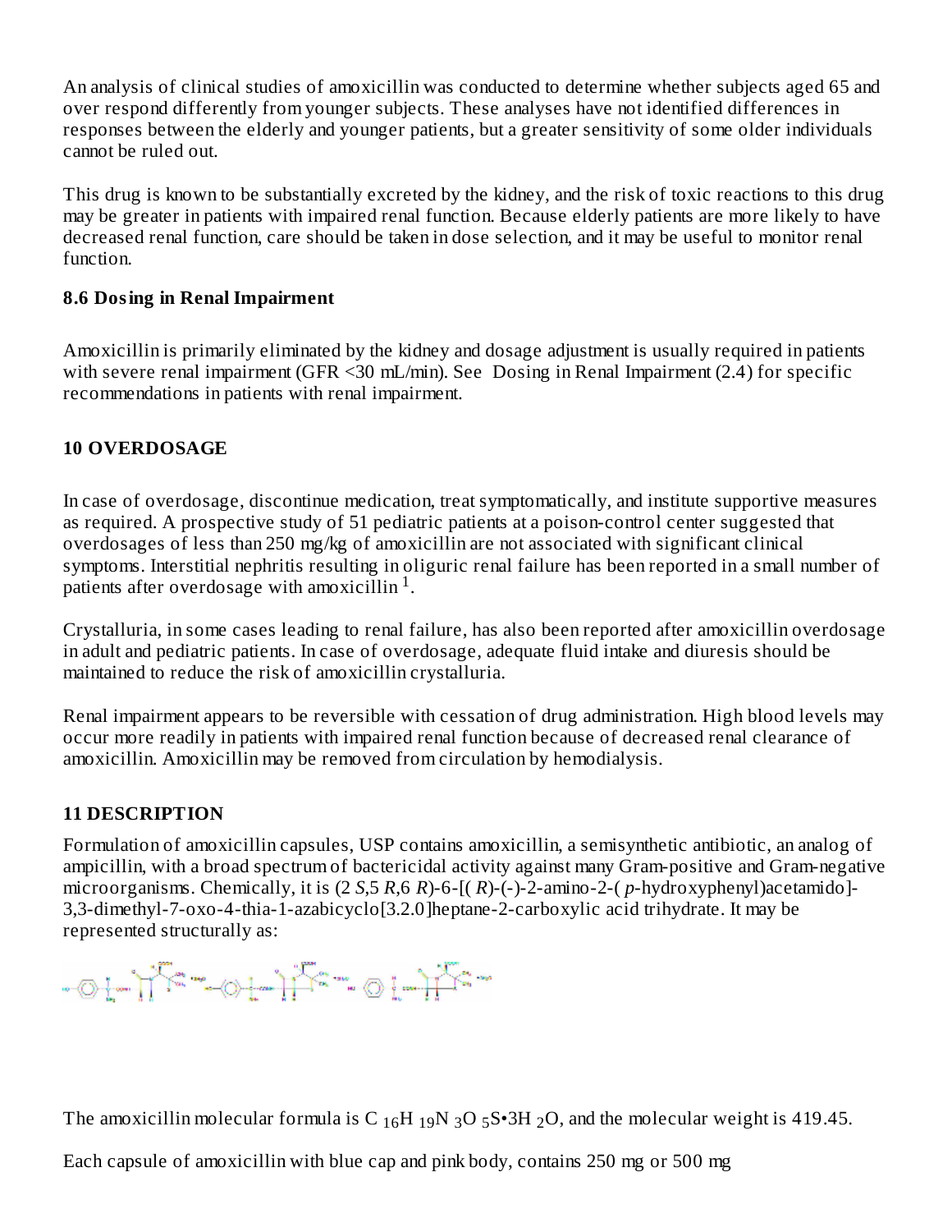An analysis of clinical studies of amoxicillin was conducted to determine whether subjects aged 65 and over respond differently from younger subjects. These analyses have not identified differences in responses between the elderly and younger patients, but a greater sensitivity of some older individuals cannot be ruled out.

This drug is known to be substantially excreted by the kidney, and the risk of toxic reactions to this drug may be greater in patients with impaired renal function. Because elderly patients are more likely to have decreased renal function, care should be taken in dose selection, and it may be useful to monitor renal function.

### 8.6 Dosing in Renal Impairment

Amoxicillin is primarily eliminated by the kidney and dosage adjustment is usually required in patients with severe renal impairment (GFR <30 mL/min). See Dosing in Renal Impairment (2.4) for specific recommendations in patients with renal impairment.

## 10 OVERDOSAGE

In case of overdosage, discontinue medication, treat symptomatically, and institute supportive measures as required. A prospective study of 51 pediatric patients at a poison-control center suggested that overdosages of less than 250 mg/kg of amoxicillin are not associated with significant clinical symptoms. Interstitial nephritis resulting in oliguric renal failure has been reported in a small number of patients after overdosage with amoxicillin [1].

Crystalluria, in some cases leading to renal failure, has also been reported after amoxicillin overdosage in adult and pediatric patients. In case of overdosage, adequate fluid intake and diuresis should be maintained to reduce the risk of amoxicillin crystalluria.

Renal impairment appears to be reversible with cessation of drug administration. High blood levels may occur more readily in patients with impaired renal function because of decreased renal clearance of amoxicillin. Amoxicillin may be removed from circulation by hemodialysis.

## 11 DESCRIPTION

Formulation of amoxicillin capsules, USP contains amoxicillin, a semisynthetic antibiotic, an analog of ampicillin, with a broad spectrum of bactericidal activity against many Gram-positive and Gram-negative microorganisms. Chemically, it is (2 *S*,5 *R*,6 *R*)-6-[( *R*)-(-)-2-amino-2-( *p*-hydroxyphenyl)acetamido]-3,3-dimethyl-7-oxo-4-thia-1-azabicyclo[3.2.0]heptane-2-carboxylic acid trihydrate. It may be represented structurally as:

The amoxicillin molecular formula is $C_{16}H_{19}N_3O_5S \cdot 3H_2O$, and the molecular weight is 419.45.

Each capsule of amoxicillin with blue cap and pink body, contains 250 mg or 500 mg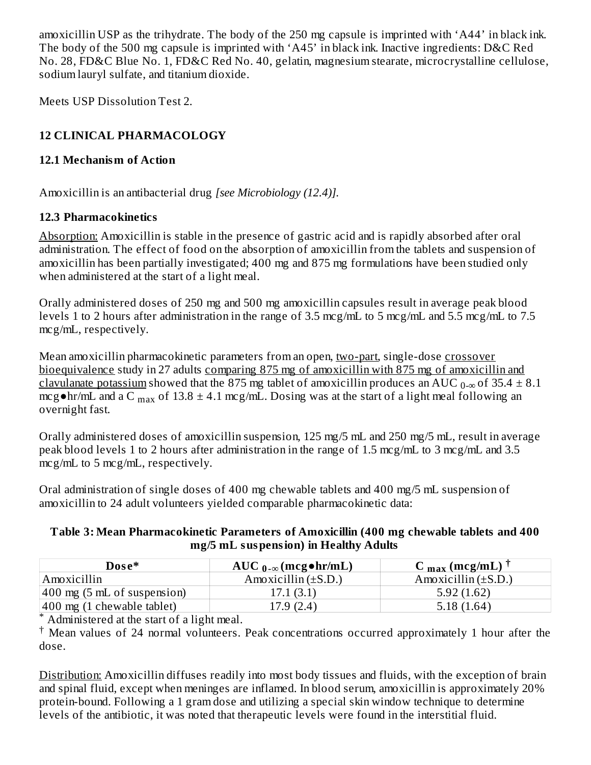amoxicillin USP as the trihydrate. The body of the 250 mg capsule is imprinted with ‘A44’ in black ink. The body of the 500 mg capsule is imprinted with ‘A45’ in black ink. Inactive ingredients: D&C Red No. 28, FD&C Blue No. 1, FD&C Red No. 40, gelatin, magnesium stearate, microcrystalline cellulose, sodium lauryl sulfate, and titanium dioxide.

Meets USP Dissolution Test 2.

## 12 CLINICAL PHARMACOLOGY

### 12.1 Mechanism of Action

Amoxicillin is an antibacterial drug *[see Microbiology (12.4)]*.

### 12.3 Pharmacokinetics

Absorption: Amoxicillin is stable in the presence of gastric acid and is rapidly absorbed after oral administration. The effect of food on the absorption of amoxicillin from the tablets and suspension of amoxicillin has been partially investigated; 400 mg and 875 mg formulations have been studied only when administered at the start of a light meal.

Orally administered doses of 250 mg and 500 mg amoxicillin capsules result in average peak blood levels 1 to 2 hours after administration in the range of 3.5 mcg/mL to 5 mcg/mL and 5.5 mcg/mL to 7.5 mcg/mL, respectively.

Mean amoxicillin pharmacokinetic parameters from an open, two-part, single-dose crossover bioequivalence study in 27 adults comparing 875 mg of amoxicillin with 875 mg of amoxicillin and clavulanate potassium showed that the 875 mg tablet of amoxicillin produces an $AUC_{0-\infty}$ of 35.4 ± 8.1 mcg●hr/mL and a $C_{max}$ of 13.8 ± 4.1 mcg/mL. Dosing was at the start of a light meal following an overnight fast.

Orally administered doses of amoxicillin suspension, 125 mg/5 mL and 250 mg/5 mL, result in average peak blood levels 1 to 2 hours after administration in the range of 1.5 mcg/mL to 3 mcg/mL and 3.5 mcg/mL to 5 mcg/mL, respectively.

Oral administration of single doses of 400 mg chewable tablets and 400 mg/5 mL suspension of amoxicillin to 24 adult volunteers yielded comparable pharmacokinetic data:

**Table 3: Mean Pharmacokinetic Parameters of Amoxicillin (400 mg chewable tablets and 400 mg/5 mL suspension) in Healthy Adults**

| Dose* | $AUC_{0-\infty}$ (mcg●hr/mL) | $C_{max}$ (mcg/mL) † |
|---|---|---|
| Amoxicillin | Amoxicillin (±S.D.) | Amoxicillin (±S.D.) |
| 400 mg (5 mL of suspension) | 17.1 (3.1) | 5.92 (1.62) |
| 400 mg (1 chewable tablet) | 17.9 (2.4) | 5.18 (1.64) |

\* Administered at the start of a light meal.

† Mean values of 24 normal volunteers. Peak concentrations occurred approximately 1 hour after the dose.

Distribution: Amoxicillin diffuses readily into most body tissues and fluids, with the exception of brain and spinal fluid, except when meninges are inflamed. In blood serum, amoxicillin is approximately 20% protein-bound. Following a 1 gram dose and utilizing a special skin window technique to determine levels of the antibiotic, it was noted that therapeutic levels were found in the interstitial fluid.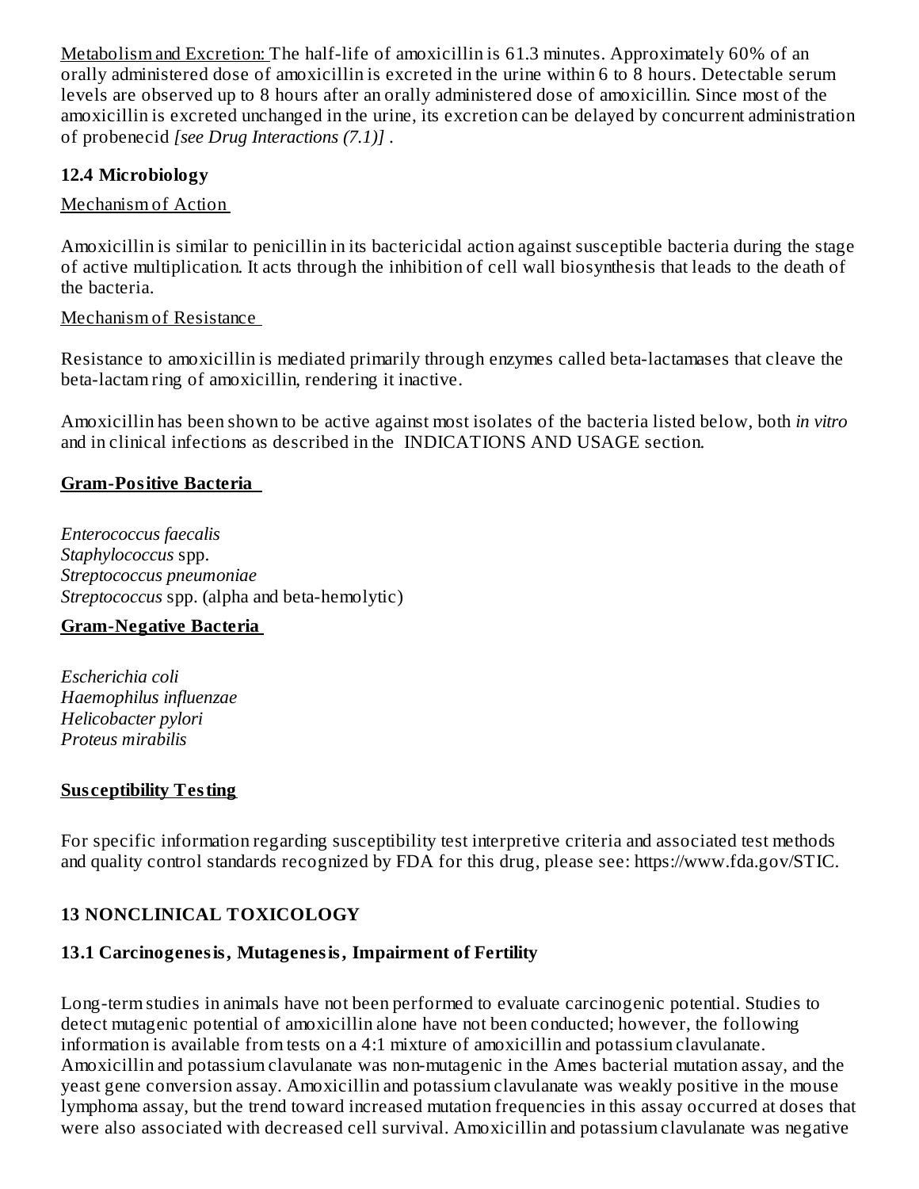Metabolism and Excretion: The half-life of amoxicillin is 61.3 minutes. Approximately 60% of an orally administered dose of amoxicillin is excreted in the urine within 6 to 8 hours. Detectable serum levels are observed up to 8 hours after an orally administered dose of amoxicillin. Since most of the amoxicillin is excreted unchanged in the urine, its excretion can be delayed by concurrent administration of probenecid *[see Drug Interactions (7.1)]* .

### 12.4 Microbiology

Mechanism of Action

Amoxicillin is similar to penicillin in its bactericidal action against susceptible bacteria during the stage of active multiplication. It acts through the inhibition of cell wall biosynthesis that leads to the death of the bacteria.

Mechanism of Resistance

Resistance to amoxicillin is mediated primarily through enzymes called beta-lactamases that cleave the beta-lactam ring of amoxicillin, rendering it inactive.

Amoxicillin has been shown to be active against most isolates of the bacteria listed below, both *in vitro* and in clinical infections as described in the INDICATIONS AND USAGE section.

**Gram-Positive Bacteria**

*Enterococcus faecalis*
*Staphylococcus* spp.
*Streptococcus pneumoniae*
*Streptococcus* spp. (alpha and beta-hemolytic)

**Gram-Negative Bacteria**

*Escherichia coli*
*Haemophilus influenzae*
*Helicobacter pylori*
*Proteus mirabilis*

**Susceptibility Testing**

For specific information regarding susceptibility test interpretive criteria and associated test methods and quality control standards recognized by FDA for this drug, please see: https://www.fda.gov/STIC.

## 13 NONCLINICAL TOXICOLOGY

### 13.1 Carcinogenesis, Mutagenesis, Impairment of Fertility

Long-term studies in animals have not been performed to evaluate carcinogenic potential. Studies to detect mutagenic potential of amoxicillin alone have not been conducted; however, the following information is available from tests on a 4:1 mixture of amoxicillin and potassium clavulanate. Amoxicillin and potassium clavulanate was non-mutagenic in the Ames bacterial mutation assay, and the yeast gene conversion assay. Amoxicillin and potassium clavulanate was weakly positive in the mouse lymphoma assay, but the trend toward increased mutation frequencies in this assay occurred at doses that were also associated with decreased cell survival. Amoxicillin and potassium clavulanate was negative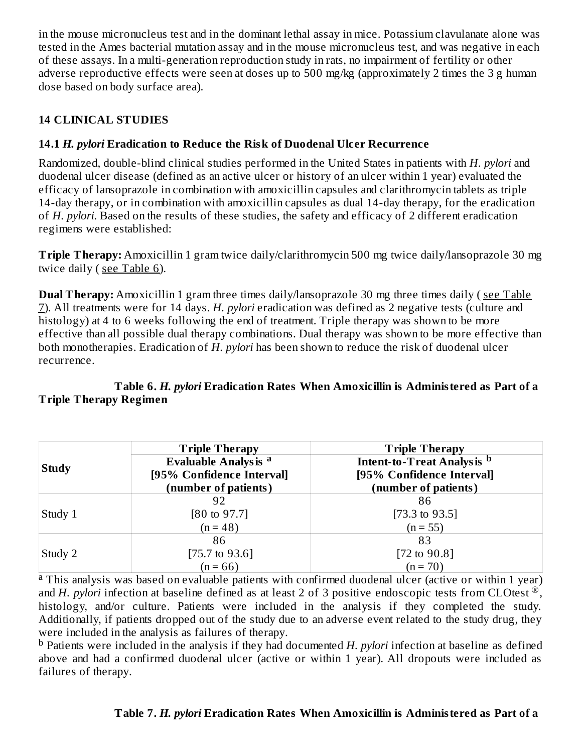in the mouse micronucleus test and in the dominant lethal assay in mice. Potassium clavulanate alone was tested in the Ames bacterial mutation assay and in the mouse micronucleus test, and was negative in each of these assays. In a multi-generation reproduction study in rats, no impairment of fertility or other adverse reproductive effects were seen at doses up to 500 mg/kg (approximately 2 times the 3 g human dose based on body surface area).

## 14 CLINICAL STUDIES

### 14.1 *H. pylori* Eradication to Reduce the Risk of Duodenal Ulcer Recurrence

Randomized, double-blind clinical studies performed in the United States in patients with *H. pylori* and duodenal ulcer disease (defined as an active ulcer or history of an ulcer within 1 year) evaluated the efficacy of lansoprazole in combination with amoxicillin capsules and clarithromycin tablets as triple 14-day therapy, or in combination with amoxicillin capsules as dual 14-day therapy, for the eradication of *H. pylori*. Based on the results of these studies, the safety and efficacy of 2 different eradication regimens were established:

**Triple Therapy:** Amoxicillin 1 gram twice daily/clarithromycin 500 mg twice daily/lansoprazole 30 mg twice daily ( see Table 6).

**Dual Therapy:** Amoxicillin 1 gram three times daily/lansoprazole 30 mg three times daily ( see Table 7). All treatments were for 14 days. *H. pylori* eradication was defined as 2 negative tests (culture and histology) at 4 to 6 weeks following the end of treatment. Triple therapy was shown to be more effective than all possible dual therapy combinations. Dual therapy was shown to be more effective than both monotherapies. Eradication of *H. pylori* has been shown to reduce the risk of duodenal ulcer recurrence.

**Table 6. *H. pylori* Eradication Rates When Amoxicillin is Administered as Part of a Triple Therapy Regimen**

| Study | Triple Therapy Evaluable Analysis [a] [95% Confidence Interval] (number of patients) | Triple Therapy Intent-to-Treat Analysis [b] [95% Confidence Interval] (number of patients) |
|---|---|---|
| Study 1 | 92 [80 to 97.7] (n = 48) | 86 [73.3 to 93.5] (n = 55) |
| Study 2 | 86 [75.7 to 93.6] (n = 66) | 83 [72 to 90.8] (n = 70) |

[a] This analysis was based on evaluable patients with confirmed duodenal ulcer (active or within 1 year) and *H. pylori* infection at baseline defined as at least 2 of 3 positive endoscopic tests from CLOtest ®, histology, and/or culture. Patients were included in the analysis if they completed the study. Additionally, if patients dropped out of the study due to an adverse event related to the study drug, they were included in the analysis as failures of therapy.

[b] Patients were included in the analysis if they had documented *H. pylori* infection at baseline as defined above and had a confirmed duodenal ulcer (active or within 1 year). All dropouts were included as failures of therapy.

**Table 7. *H. pylori* Eradication Rates When Amoxicillin is Administered as Part of a**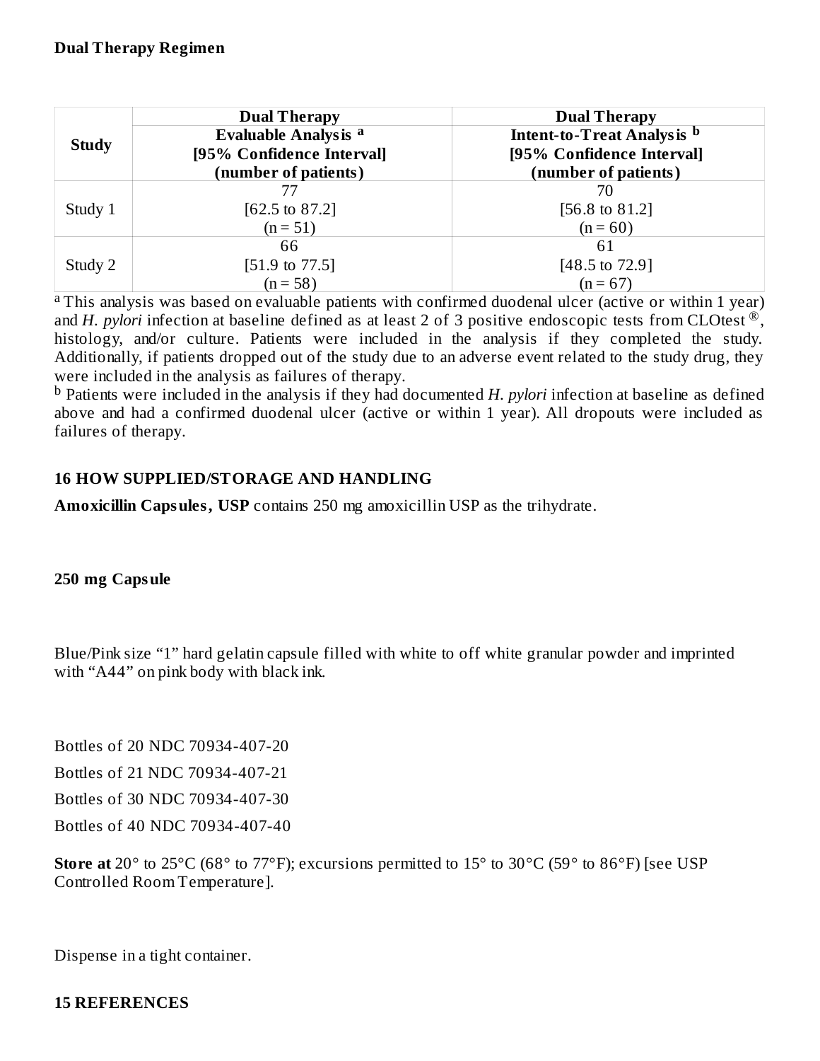**Dual Therapy Regimen**

| Study | Dual Therapy Evaluable Analysis [a] [95% Confidence Interval] (number of patients) | Dual Therapy Intent-to-Treat Analysis [b] [95% Confidence Interval] (number of patients) |
|---|---|---|
| Study 1 | 77 [62.5 to 87.2] (n = 51) | 70 [56.8 to 81.2] (n = 60) |
| Study 2 | 66 [51.9 to 77.5] (n = 58) | 61 [48.5 to 72.9] (n = 67) |

[a] This analysis was based on evaluable patients with confirmed duodenal ulcer (active or within 1 year) and *H. pylori* infection at baseline defined as at least 2 of 3 positive endoscopic tests from CLOtest ®, histology, and/or culture. Patients were included in the analysis if they completed the study. Additionally, if patients dropped out of the study due to an adverse event related to the study drug, they were included in the analysis as failures of therapy.

[b] Patients were included in the analysis if they had documented *H. pylori* infection at baseline as defined above and had a confirmed duodenal ulcer (active or within 1 year). All dropouts were included as failures of therapy.

## 16 HOW SUPPLIED/STORAGE AND HANDLING

**Amoxicillin Capsules, USP** contains 250 mg amoxicillin USP as the trihydrate.

**250 mg Capsule**

Blue/Pink size "1" hard gelatin capsule filled with white to off white granular powder and imprinted with "A44" on pink body with black ink.

Bottles of 20 NDC 70934-407-20

Bottles of 21 NDC 70934-407-21

Bottles of 30 NDC 70934-407-30

Bottles of 40 NDC 70934-407-40

**Store at** 20° to 25°C (68° to 77°F); excursions permitted to 15° to 30°C (59° to 86°F) [see USP Controlled Room Temperature].

Dispense in a tight container.

## 15 REFERENCES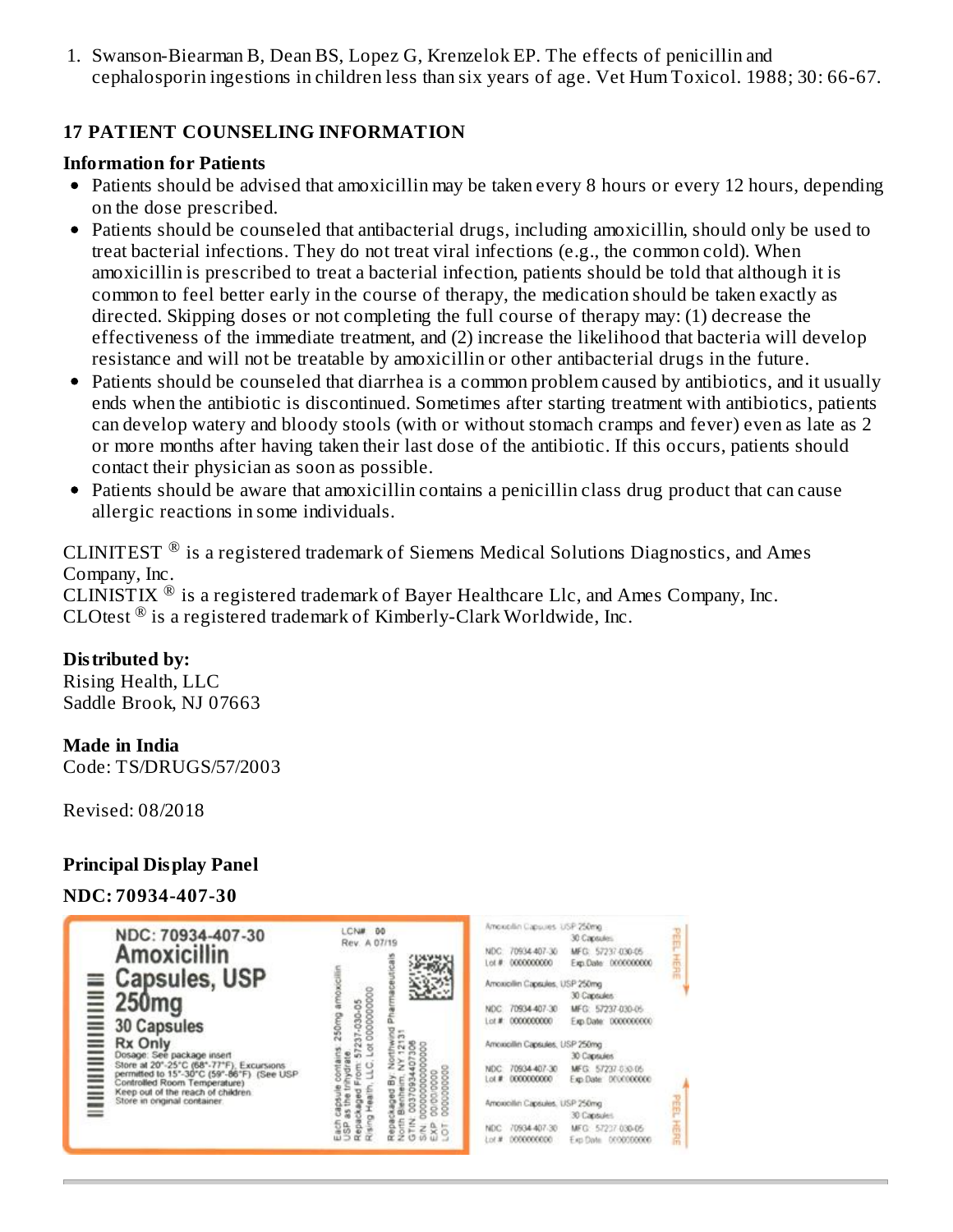1. Swanson-Biearman B, Dean BS, Lopez G, Krenzelok EP. The effects of penicillin and cephalosporin ingestions in children less than six years of age. Vet Hum Toxicol. 1988; 30: 66-67.

## 17 PATIENT COUNSELING INFORMATION

### Information for Patients

- Patients should be advised that amoxicillin may be taken every 8 hours or every 12 hours, depending on the dose prescribed.
- Patients should be counseled that antibacterial drugs, including amoxicillin, should only be used to treat bacterial infections. They do not treat viral infections (e.g., the common cold). When amoxicillin is prescribed to treat a bacterial infection, patients should be told that although it is common to feel better early in the course of therapy, the medication should be taken exactly as directed. Skipping doses or not completing the full course of therapy may: (1) decrease the effectiveness of the immediate treatment, and (2) increase the likelihood that bacteria will develop resistance and will not be treatable by amoxicillin or other antibacterial drugs in the future.
- Patients should be counseled that diarrhea is a common problem caused by antibiotics, and it usually ends when the antibiotic is discontinued. Sometimes after starting treatment with antibiotics, patients can develop watery and bloody stools (with or without stomach cramps and fever) even as late as 2 or more months after having taken their last dose of the antibiotic. If this occurs, patients should contact their physician as soon as possible.
- Patients should be aware that amoxicillin contains a penicillin class drug product that can cause allergic reactions in some individuals.

CLINITEST ® is a registered trademark of Siemens Medical Solutions Diagnostics, and Ames Company, Inc.
CLINISTIX ® is a registered trademark of Bayer Healthcare Llc, and Ames Company, Inc.
CLOtest ® is a registered trademark of Kimberly-Clark Worldwide, Inc.

**Distributed by:**
Rising Health, LLC
Saddle Brook, NJ 07663

**Made in India**
Code: TS/DRUGS/57/2003

Revised: 08/2018

### Principal Display Panel

**NDC: 70934-407-30**

NDC: 70934-407-30
Amoxicillin Capsules, USP 250mg
30 Capsules
Rx Only
Dosage: See package insert
Store at 20°-25°C (68°-77°F); Excursions permitted to 15°-30°C (59°-86°F) (See USP Controlled Room Temperature)
Keep out of the reach of children
Store in original container

LCN# 00
Rev. A 07/19

Each capsule contains: 250mg amoxicillin USP as the trihydrate
Repackaged From: 57237-030-05
Rising Health, LLC, Lot 0000000000

Repackaged By: Northwind Pharmaceuticals
North Blenheim, NY 12131
GTIN: 00370934407306
S/N: 0000000000000
EXP: 00/00/0000
LOT: 0000000000

Amoxicillin Capsules, USP 250mg 30 Capsules
NDC: 70934-407-30 MFG: 57237-030-05
Lot # 0000000000 Exp Date: 0000000000

PEEL HERE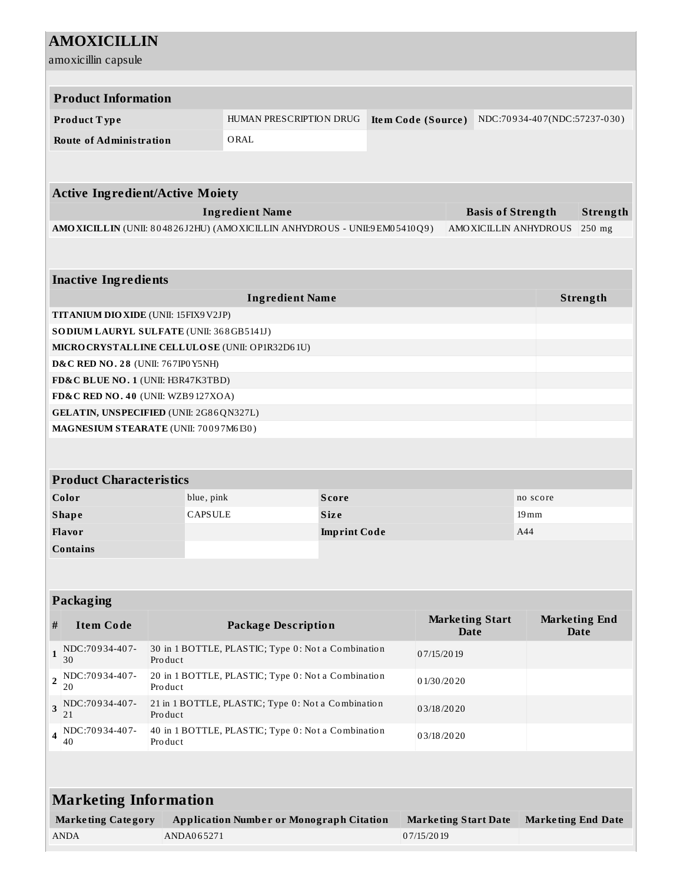# AMOXICILLIN

amoxicillin capsule

| Product Information | | | |
|---|---|---|---|
| **Product Type** | HUMAN PRESCRIPTION DRUG | **Item Code (Source)** | NDC:70934-407(NDC:57237-030) |
| **Route of Administration** | ORAL | | |

| Active Ingredient/Active Moiety | | |
|---|---|---|
| **Ingredient Name** | **Basis of Strength** | **Strength** |
| **AMOXICILLIN** (UNII: 804826J2HU) (AMOXICILLIN ANHYDROUS - UNII:9EM05410Q9) | AMOXICILLIN ANHYDROUS | 250 mg |

| Inactive Ingredients | |
|---|---|
| **Ingredient Name** | **Strength** |
| **TITANIUM DIOXIDE** (UNII: 15FIX9V2JP) | |
| **SODIUM LAURYL SULFATE** (UNII: 368GB5141J) | |
| **MICROCRYSTALLINE CELLULOSE** (UNII: OP1R32D61U) | |
| **D&C RED NO. 28** (UNII: 767IP0Y5NH) | |
| **FD&C BLUE NO. 1** (UNII: H3R47K3TBD) | |
| **FD&C RED NO. 40** (UNII: WZB9127XOA) | |
| **GELATIN, UNSPECIFIED** (UNII: 2G86QN327L) | |
| **MAGNESIUM STEARATE** (UNII: 70097M6I30) | |

| Product Characteristics | | | |
|---|---|---|---|
| **Color** | blue, pink | **Score** | no score |
| **Shape** | CAPSULE | **Size** | 19mm |
| **Flavor** | | **Imprint Code** | A44 |
| **Contains** | | | |

| Packaging | | | | |
|---|---|---|---|---|
| **#** | **Item Code** | **Package Description** | **Marketing Start Date** | **Marketing End Date** |
| **1** | NDC:70934-407-30 | 30 in 1 BOTTLE, PLASTIC; Type 0: Not a Combination Product | 07/15/2019 | |
| **2** | NDC:70934-407-20 | 20 in 1 BOTTLE, PLASTIC; Type 0: Not a Combination Product | 01/30/2020 | |
| **3** | NDC:70934-407-21 | 21 in 1 BOTTLE, PLASTIC; Type 0: Not a Combination Product | 03/18/2020 | |
| **4** | NDC:70934-407-40 | 40 in 1 BOTTLE, PLASTIC; Type 0: Not a Combination Product | 03/18/2020 | |

| Marketing Information | | | |
|---|---|---|---|
| **Marketing Category** | **Application Number or Monograph Citation** | **Marketing Start Date** | **Marketing End Date** |
| ANDA | ANDA065271 | 07/15/2019 | |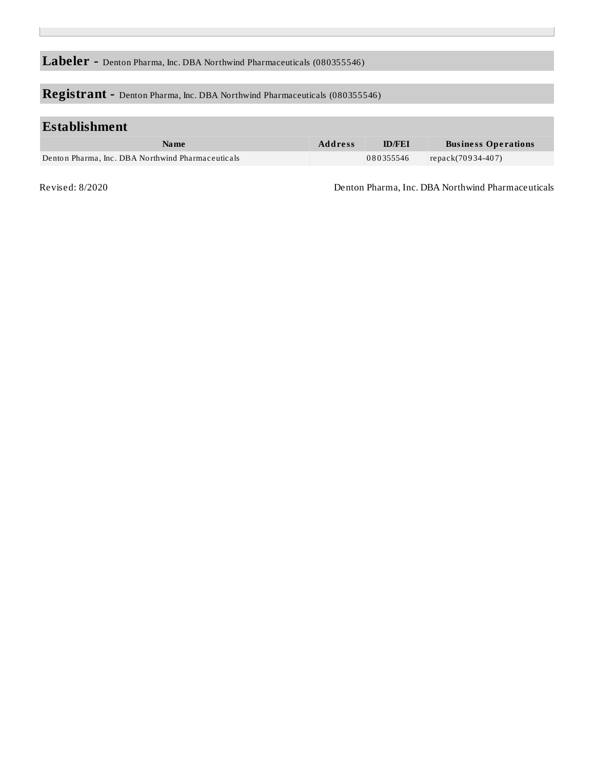**Labeler -** Denton Pharma, Inc. DBA Northwind Pharmaceuticals (080355546)

**Registrant -** Denton Pharma, Inc. DBA Northwind Pharmaceuticals (080355546)

## Establishment

| Name | Address | ID/FEI | Business Operations |
| --- | --- | --- | --- |
| Denton Pharma, Inc. DBA Northwind Pharmaceuticals | | 080355546 | repack(70934-407) |

Revised: 8/2020

Denton Pharma, Inc. DBA Northwind Pharmaceuticals